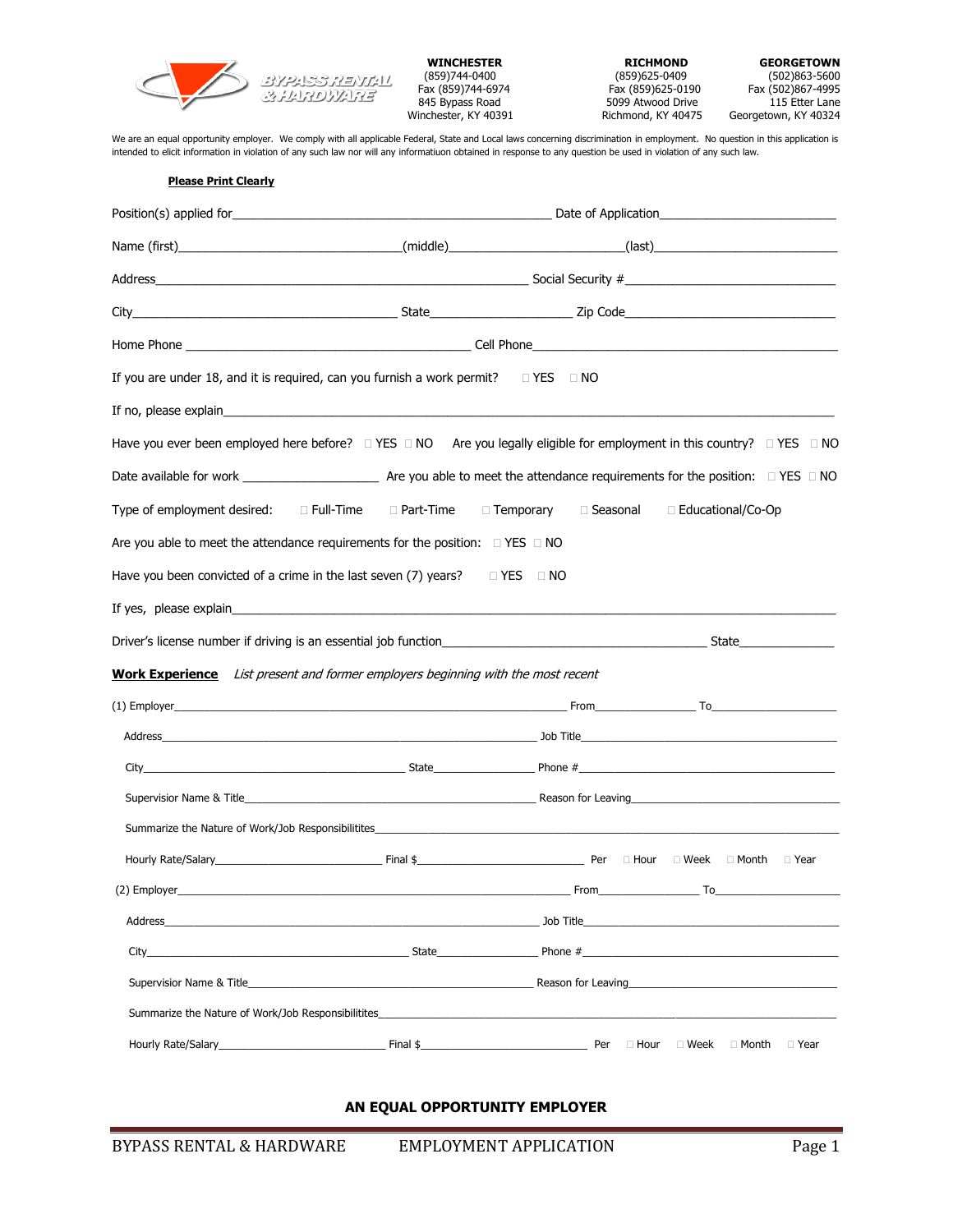BYPASS RENTAL & HARDWARE

| WINCHESTER | RICHMOND | GEORGETOWN |
|---|---|---|
| (859)744-0400 | (859)625-0409 | (502)863-5600 |
| Fax (859)744-6974 | Fax (859)625-0190 | Fax (502)867-4995 |
| 845 Bypass Road | 5099 Atwood Drive | 115 Etter Lane |
| Winchester, KY 40391 | Richmond, KY 40475 | Georgetown, KY 40324 |

We are an equal opportunity employer. We comply with all applicable Federal, State and Local laws concerning discrimination in employment. No question in this application is intended to elicit information in violation of any such law nor will any informatiuon obtained in response to any question be used in violation of any such law.

**Please Print Clearly**

Position(s) applied for_______________________________________________ Date of Application________________________

Name (first)________________________________(middle)________________________(last)___________________________

Address_______________________________________________________ Social Security #______________________________

City________________________________________ State____________________ Zip Code______________________________

Home Phone ________________________________________ Cell Phone___________________________________________

If you are under 18, and it is required, can you furnish a work permit? ☐ YES ☐ NO

If no, please explain_______________________________________________________________________________________

Have you ever been employed here before? ☐ YES ☐ NO Are you legally eligible for employment in this country? ☐ YES ☐ NO

Date available for work ____________________ Are you able to meet the attendance requirements for the position: ☐ YES ☐ NO

Type of employment desired: ☐ Full-Time ☐ Part-Time ☐ Temporary ☐ Seasonal ☐ Educational/Co-Op

Are you able to meet the attendance requirements for the position: ☐ YES ☐ NO

Have you been convicted of a crime in the last seven (7) years? ☐ YES ☐ NO

If yes, please explain______________________________________________________________________________________

Driver's license number if driving is an essential job function_______________________________________ State______________

**Work Experience** *List present and former employers beginning with the most recent*

(1) Employer_______________________________________________________________________ From________________ To____________________

Address_____________________________________________________________ Job Title__________________________________________

City__________________________________________ State________________ Phone #__________________________________________

Supervisor Name & Title_______________________________________________ Reason for Leaving__________________________________

Summarize the Nature of Work/Job Responsibilitites________________________________________________________________________

Hourly Rate/Salary__________________________ Final $___________________________ Per ☐ Hour ☐ Week ☐ Month ☐ Year

(2) Employer_______________________________________________________________________ From________________ To____________________

Address_____________________________________________________________ Job Title__________________________________________

City__________________________________________ State________________ Phone #__________________________________________

Supervisor Name & Title_______________________________________________ Reason for Leaving__________________________________

Summarize the Nature of Work/Job Responsibilitites________________________________________________________________________

Hourly Rate/Salary__________________________ Final $___________________________ Per ☐ Hour ☐ Week ☐ Month ☐ Year

**AN EQUAL OPPORTUNITY EMPLOYER**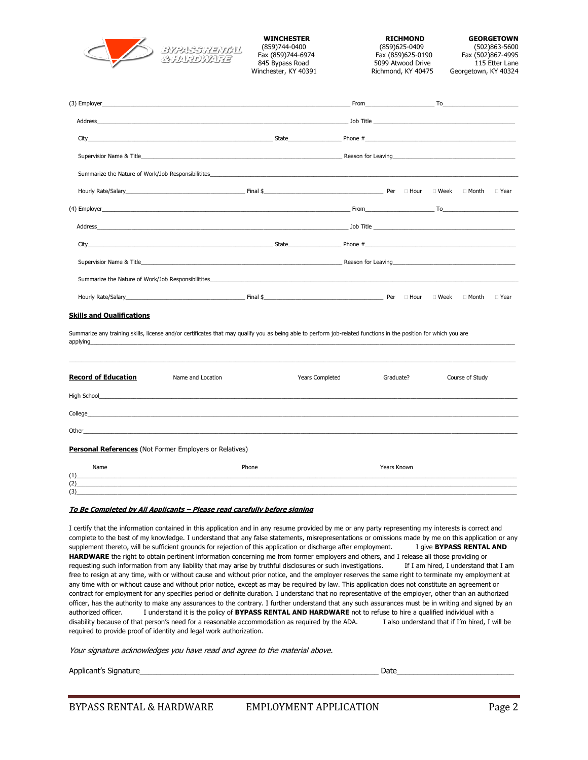BYPASS RENTAL & HARDWARE

**WINCHESTER**
(859)744-0400
Fax (859)744-6974
845 Bypass Road
Winchester, KY 40391

**RICHMOND**
(859)625-0409
Fax (859)625-0190
5099 Atwood Drive
Richmond, KY 40475

**GEORGETOWN**
(502)863-5600
Fax (502)867-4995
115 Etter Lane
Georgetown, KY 40324

(3) Employer_______________________________ From______________ To______________

Address_______________________________ Job Title_______________________________

City_______________________ State__________ Phone #_______________________________

Supervisor Name & Title_______________________________ Reason for Leaving_______________________________

Summarize the Nature of Work/Job Responsibilitites_______________________________

Hourly Rate/Salary_______________ Final $_______________ Per ☐ Hour ☐ Week ☐ Month ☐ Year

(4) Employer_______________________________ From______________ To______________

Address_______________________________ Job Title_______________________________

City_______________________ State__________ Phone #_______________________________

Supervisor Name & Title_______________________________ Reason for Leaving_______________________________

Summarize the Nature of Work/Job Responsibilitites_______________________________

Hourly Rate/Salary_______________ Final $_______________ Per ☐ Hour ☐ Week ☐ Month ☐ Year

**Skills and Qualifications**

Summarize any training skills, license and/or certificates that may qualify you as being able to perform job-related functions in the position for which you are applying_______________________________

_______________________________

| **Record of Education** | Name and Location | Years Completed | Graduate? | Course of Study |
|---|---|---|---|---|
| High School | | | | |
| College | | | | |
| Other | | | | |

**Personal References** (Not Former Employers or Relatives)

| | Name | Phone | Years Known |
|---|---|---|---|
| (1) | | | |
| (2) | | | |
| (3) | | | |

***To Be Completed by All Applicants – Please read carefully before signing***

I certify that the information contained in this application and in any resume provided by me or any party representing my interests is correct and complete to the best of my knowledge. I understand that any false statements, misrepresentations or omissions made by me on this application or any supplement thereto, will be sufficient grounds for rejection of this application or discharge after employment. I give **BYPASS RENTAL AND HARDWARE** the right to obtain pertinent information concerning me from former employers and others, and I release all those providing or requesting such information from any liability that may arise by truthful disclosures or such investigations. If I am hired, I understand that I am free to resign at any time, with or without cause and without prior notice, and the employer reserves the same right to terminate my employment at any time with or without cause and without prior notice, except as may be required by law. This application does not constitute an agreement or contract for employment for any specifies period or definite duration. I understand that no representative of the employer, other than an authorized officer, has the authority to make any assurances to the contrary. I further understand that any such assurances must be in writing and signed by an authorized officer. I understand it is the policy of **BYPASS RENTAL AND HARDWARE** not to refuse to hire a qualified individual with a disability because of that person's need for a reasonable accommodation as required by the ADA. I also understand that if I'm hired, I will be required to provide proof of identity and legal work authorization.

*Your signature acknowledges you have read and agree to the material above.*

Applicant's Signature_______________________________ Date_______________